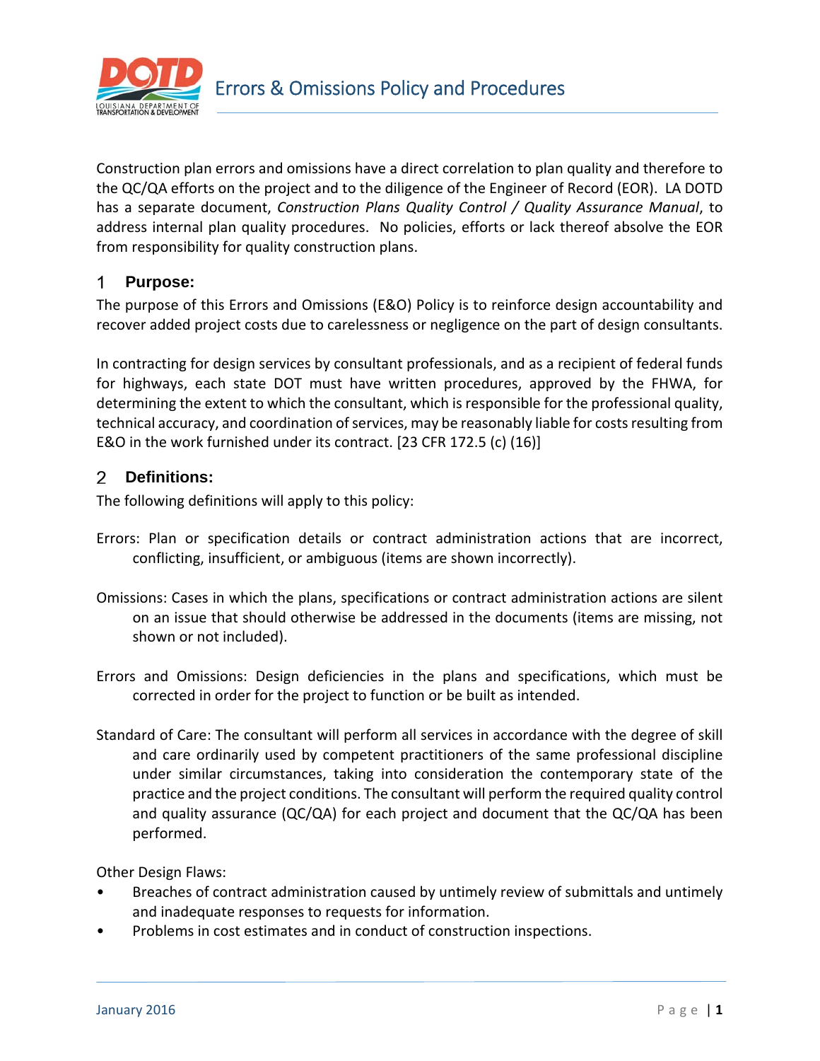# Errors & Omissions Policy and Procedures

Construction plan errors and omissions have a direct correlation to plan quality and therefore to the QC/QA efforts on the project and to the diligence of the Engineer of Record (EOR). LA DOTD has a separate document, *Construction Plans Quality Control / Quality Assurance Manual*, to address internal plan quality procedures. No policies, efforts or lack thereof absolve the EOR from responsibility for quality construction plans.

## 1 Purpose:

The purpose of this Errors and Omissions (E&O) Policy is to reinforce design accountability and recover added project costs due to carelessness or negligence on the part of design consultants.

In contracting for design services by consultant professionals, and as a recipient of federal funds for highways, each state DOT must have written procedures, approved by the FHWA, for determining the extent to which the consultant, which is responsible for the professional quality, technical accuracy, and coordination of services, may be reasonably liable for costs resulting from E&O in the work furnished under its contract. [23 CFR 172.5 (c) (16)]

## 2 Definitions:

The following definitions will apply to this policy:

Errors: Plan or specification details or contract administration actions that are incorrect, conflicting, insufficient, or ambiguous (items are shown incorrectly).

Omissions: Cases in which the plans, specifications or contract administration actions are silent on an issue that should otherwise be addressed in the documents (items are missing, not shown or not included).

Errors and Omissions: Design deficiencies in the plans and specifications, which must be corrected in order for the project to function or be built as intended.

Standard of Care: The consultant will perform all services in accordance with the degree of skill and care ordinarily used by competent practitioners of the same professional discipline under similar circumstances, taking into consideration the contemporary state of the practice and the project conditions. The consultant will perform the required quality control and quality assurance (QC/QA) for each project and document that the QC/QA has been performed.

Other Design Flaws:

- Breaches of contract administration caused by untimely review of submittals and untimely and inadequate responses to requests for information.
- Problems in cost estimates and in conduct of construction inspections.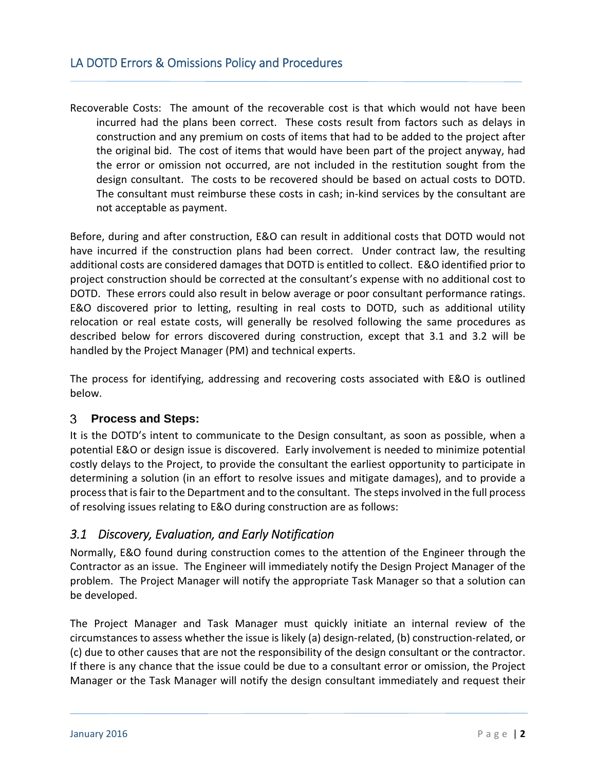Recoverable Costs: The amount of the recoverable cost is that which would not have been incurred had the plans been correct. These costs result from factors such as delays in construction and any premium on costs of items that had to be added to the project after the original bid. The cost of items that would have been part of the project anyway, had the error or omission not occurred, are not included in the restitution sought from the design consultant. The costs to be recovered should be based on actual costs to DOTD. The consultant must reimburse these costs in cash; in-kind services by the consultant are not acceptable as payment.

Before, during and after construction, E&O can result in additional costs that DOTD would not have incurred if the construction plans had been correct. Under contract law, the resulting additional costs are considered damages that DOTD is entitled to collect. E&O identified prior to project construction should be corrected at the consultant's expense with no additional cost to DOTD. These errors could also result in below average or poor consultant performance ratings. E&O discovered prior to letting, resulting in real costs to DOTD, such as additional utility relocation or real estate costs, will generally be resolved following the same procedures as described below for errors discovered during construction, except that 3.1 and 3.2 will be handled by the Project Manager (PM) and technical experts.

The process for identifying, addressing and recovering costs associated with E&O is outlined below.

## 3 Process and Steps:

It is the DOTD's intent to communicate to the Design consultant, as soon as possible, when a potential E&O or design issue is discovered. Early involvement is needed to minimize potential costly delays to the Project, to provide the consultant the earliest opportunity to participate in determining a solution (in an effort to resolve issues and mitigate damages), and to provide a process that is fair to the Department and to the consultant. The steps involved in the full process of resolving issues relating to E&O during construction are as follows:

### *3.1 Discovery, Evaluation, and Early Notification*

Normally, E&O found during construction comes to the attention of the Engineer through the Contractor as an issue. The Engineer will immediately notify the Design Project Manager of the problem. The Project Manager will notify the appropriate Task Manager so that a solution can be developed.

The Project Manager and Task Manager must quickly initiate an internal review of the circumstances to assess whether the issue is likely (a) design-related, (b) construction-related, or (c) due to other causes that are not the responsibility of the design consultant or the contractor. If there is any chance that the issue could be due to a consultant error or omission, the Project Manager or the Task Manager will notify the design consultant immediately and request their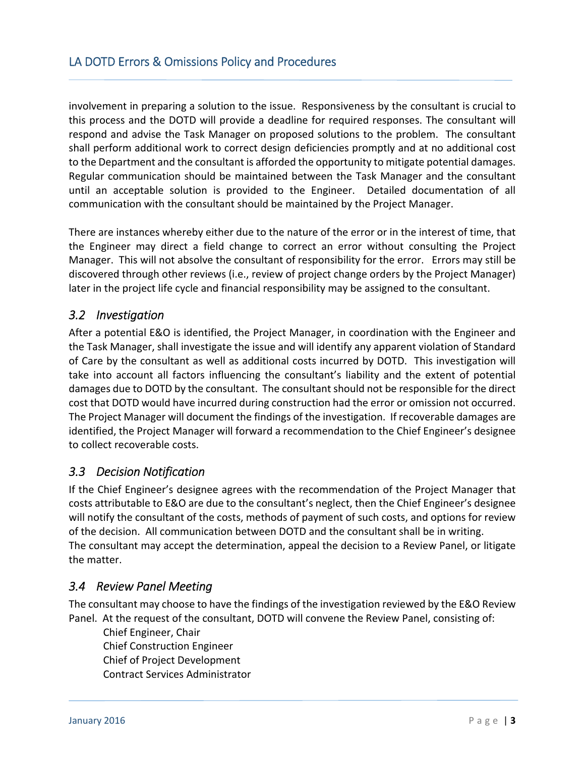involvement in preparing a solution to the issue. Responsiveness by the consultant is crucial to this process and the DOTD will provide a deadline for required responses. The consultant will respond and advise the Task Manager on proposed solutions to the problem. The consultant shall perform additional work to correct design deficiencies promptly and at no additional cost to the Department and the consultant is afforded the opportunity to mitigate potential damages. Regular communication should be maintained between the Task Manager and the consultant until an acceptable solution is provided to the Engineer. Detailed documentation of all communication with the consultant should be maintained by the Project Manager.

There are instances whereby either due to the nature of the error or in the interest of time, that the Engineer may direct a field change to correct an error without consulting the Project Manager. This will not absolve the consultant of responsibility for the error. Errors may still be discovered through other reviews (i.e., review of project change orders by the Project Manager) later in the project life cycle and financial responsibility may be assigned to the consultant.

## *3.2 Investigation*

After a potential E&O is identified, the Project Manager, in coordination with the Engineer and the Task Manager, shall investigate the issue and will identify any apparent violation of Standard of Care by the consultant as well as additional costs incurred by DOTD. This investigation will take into account all factors influencing the consultant's liability and the extent of potential damages due to DOTD by the consultant. The consultant should not be responsible for the direct cost that DOTD would have incurred during construction had the error or omission not occurred. The Project Manager will document the findings of the investigation. If recoverable damages are identified, the Project Manager will forward a recommendation to the Chief Engineer's designee to collect recoverable costs.

## *3.3 Decision Notification*

If the Chief Engineer's designee agrees with the recommendation of the Project Manager that costs attributable to E&O are due to the consultant's neglect, then the Chief Engineer's designee will notify the consultant of the costs, methods of payment of such costs, and options for review of the decision. All communication between DOTD and the consultant shall be in writing.
The consultant may accept the determination, appeal the decision to a Review Panel, or litigate the matter.

## *3.4 Review Panel Meeting*

The consultant may choose to have the findings of the investigation reviewed by the E&O Review Panel. At the request of the consultant, DOTD will convene the Review Panel, consisting of:

Chief Engineer, Chair
Chief Construction Engineer
Chief of Project Development
Contract Services Administrator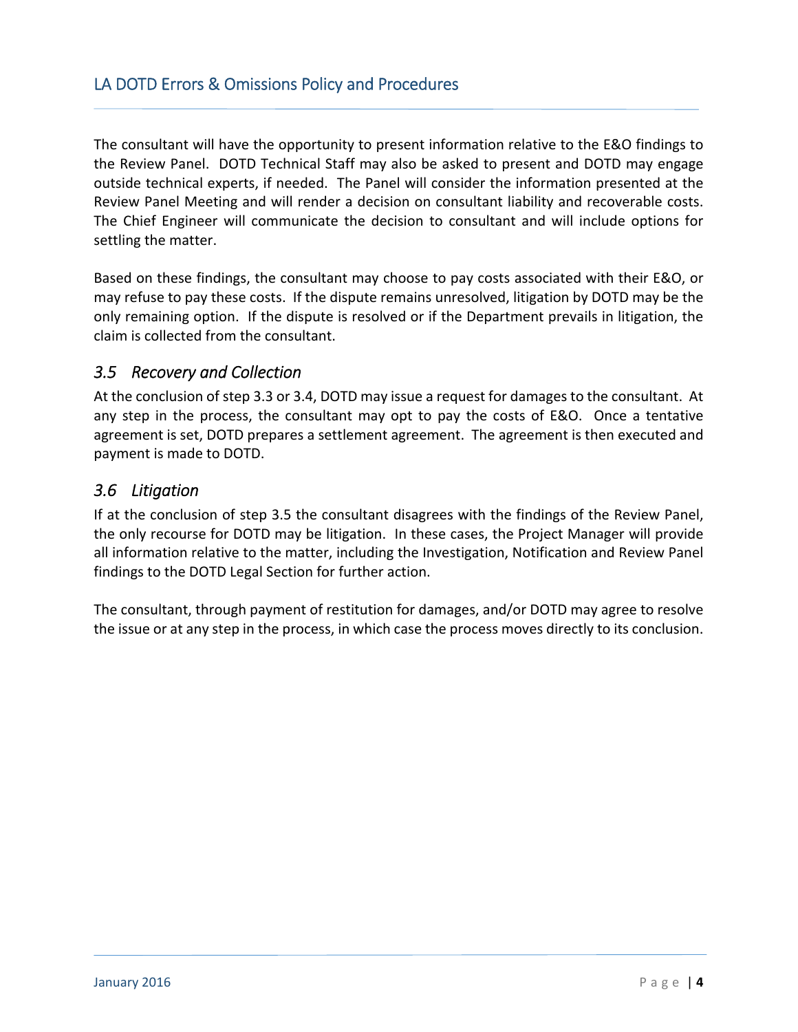The consultant will have the opportunity to present information relative to the E&O findings to the Review Panel. DOTD Technical Staff may also be asked to present and DOTD may engage outside technical experts, if needed. The Panel will consider the information presented at the Review Panel Meeting and will render a decision on consultant liability and recoverable costs. The Chief Engineer will communicate the decision to consultant and will include options for settling the matter.

Based on these findings, the consultant may choose to pay costs associated with their E&O, or may refuse to pay these costs. If the dispute remains unresolved, litigation by DOTD may be the only remaining option. If the dispute is resolved or if the Department prevails in litigation, the claim is collected from the consultant.

## *3.5 Recovery and Collection*

At the conclusion of step 3.3 or 3.4, DOTD may issue a request for damages to the consultant. At any step in the process, the consultant may opt to pay the costs of E&O. Once a tentative agreement is set, DOTD prepares a settlement agreement. The agreement is then executed and payment is made to DOTD.

## *3.6 Litigation*

If at the conclusion of step 3.5 the consultant disagrees with the findings of the Review Panel, the only recourse for DOTD may be litigation. In these cases, the Project Manager will provide all information relative to the matter, including the Investigation, Notification and Review Panel findings to the DOTD Legal Section for further action.

The consultant, through payment of restitution for damages, and/or DOTD may agree to resolve the issue or at any step in the process, in which case the process moves directly to its conclusion.